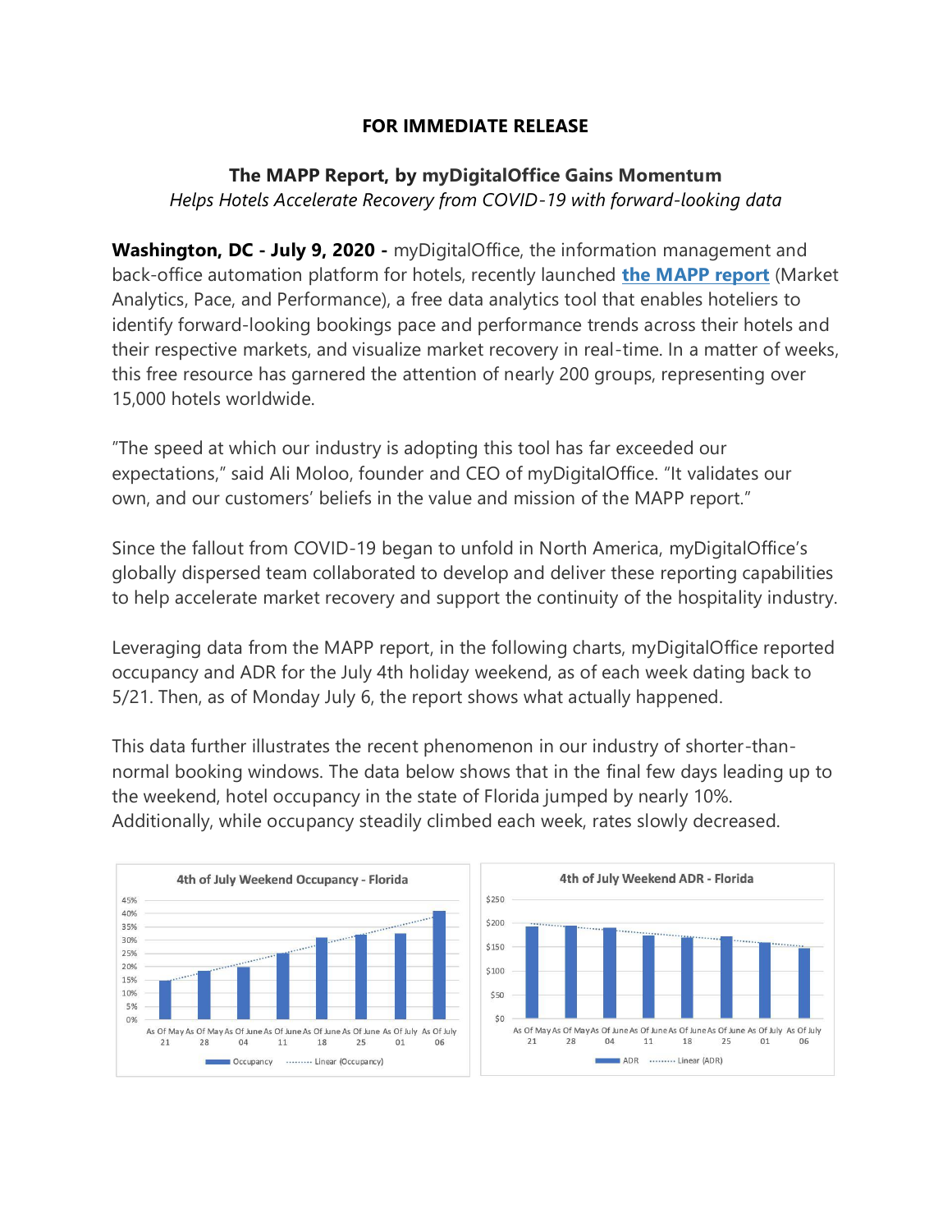**FOR IMMEDIATE RELEASE**

# The MAPP Report, by myDigitalOffice Gains Momentum

*Helps Hotels Accelerate Recovery from COVID-19 with forward-looking data*

**Washington, DC - July 9, 2020 -** myDigitalOffice, the information management and back-office automation platform for hotels, recently launched **the MAPP report** (Market Analytics, Pace, and Performance), a free data analytics tool that enables hoteliers to identify forward-looking bookings pace and performance trends across their hotels and their respective markets, and visualize market recovery in real-time. In a matter of weeks, this free resource has garnered the attention of nearly 200 groups, representing over 15,000 hotels worldwide.

"The speed at which our industry is adopting this tool has far exceeded our expectations," said Ali Moloo, founder and CEO of myDigitalOffice. "It validates our own, and our customers' beliefs in the value and mission of the MAPP report."

Since the fallout from COVID-19 began to unfold in North America, myDigitalOffice's globally dispersed team collaborated to develop and deliver these reporting capabilities to help accelerate market recovery and support the continuity of the hospitality industry.

Leveraging data from the MAPP report, in the following charts, myDigitalOffice reported occupancy and ADR for the July 4th holiday weekend, as of each week dating back to 5/21. Then, as of Monday July 6, the report shows what actually happened.

This data further illustrates the recent phenomenon in our industry of shorter-than-normal booking windows. The data below shows that in the final few days leading up to the weekend, hotel occupancy in the state of Florida jumped by nearly 10%. Additionally, while occupancy steadily climbed each week, rates slowly decreased.

**4th of July Weekend Occupancy - Florida**

**4th of July Weekend ADR - Florida**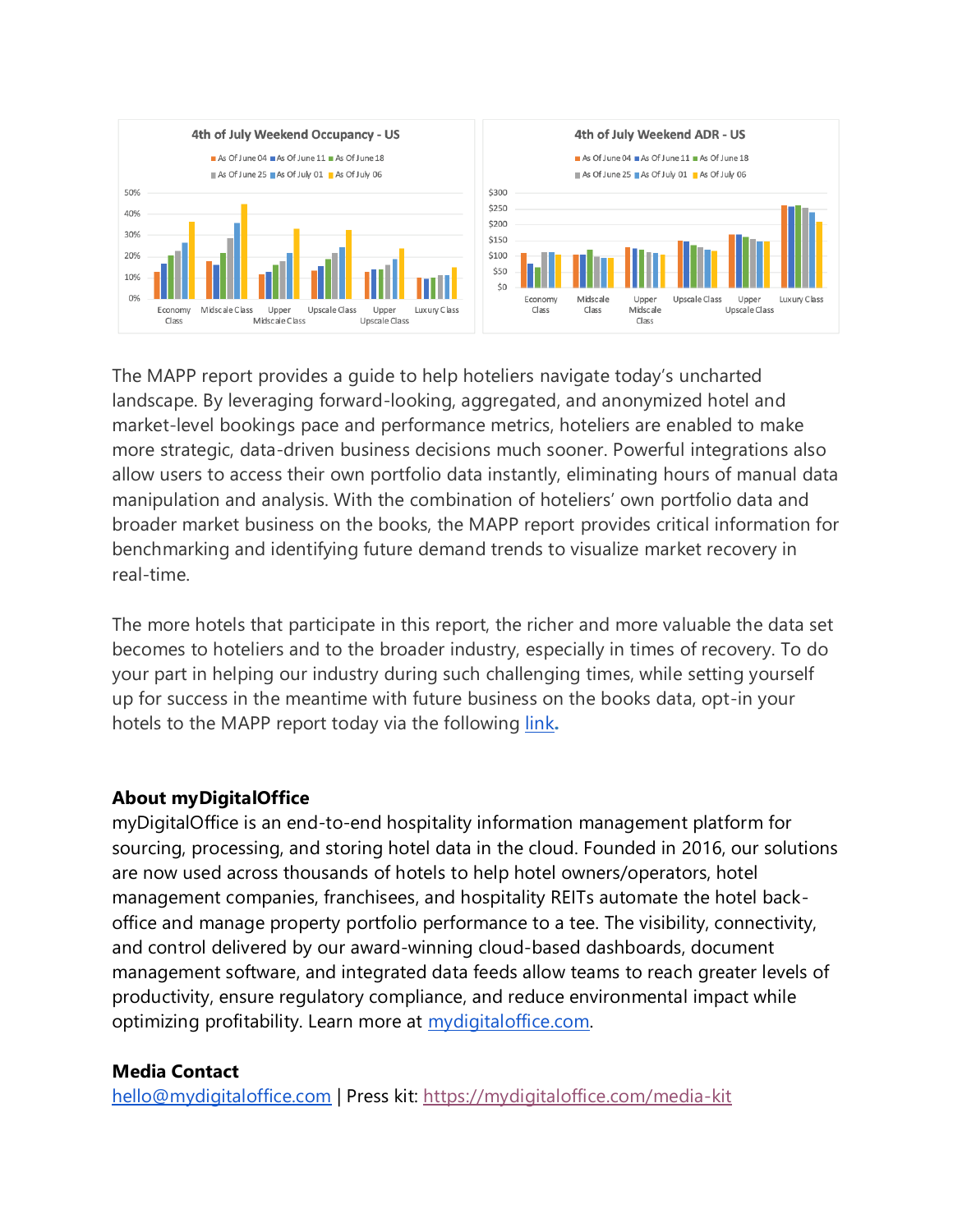4th of July Weekend Occupancy - US

As Of June 04 | As Of June 11 | As Of June 18 | As Of June 25 | As Of July 01 | As Of July 06

50%
40%
30%
20%
10%
0%

Economy Class | Midscale Class | Upper Midscale Class | Upscale Class | Upper Upscale Class | Luxury Class

4th of July Weekend ADR - US

As Of June 04 | As Of June 11 | As Of June 18 | As Of June 25 | As Of July 01 | As Of July 06

$300
$250
$200
$150
$100
$50
$0

Economy Class | Midscale Class | Upper Midscale Class | Upscale Class | Upper Upscale Class | Luxury Class

The MAPP report provides a guide to help hoteliers navigate today's uncharted landscape. By leveraging forward-looking, aggregated, and anonymized hotel and market-level bookings pace and performance metrics, hoteliers are enabled to make more strategic, data-driven business decisions much sooner. Powerful integrations also allow users to access their own portfolio data instantly, eliminating hours of manual data manipulation and analysis. With the combination of hoteliers' own portfolio data and broader market business on the books, the MAPP report provides critical information for benchmarking and identifying future demand trends to visualize market recovery in real-time.

The more hotels that participate in this report, the richer and more valuable the data set becomes to hoteliers and to the broader industry, especially in times of recovery. To do your part in helping our industry during such challenging times, while setting yourself up for success in the meantime with future business on the books data, opt-in your hotels to the MAPP report today via the following link.

**About myDigitalOffice**

myDigitalOffice is an end-to-end hospitality information management platform for sourcing, processing, and storing hotel data in the cloud. Founded in 2016, our solutions are now used across thousands of hotels to help hotel owners/operators, hotel management companies, franchisees, and hospitality REITs automate the hotel back-office and manage property portfolio performance to a tee. The visibility, connectivity, and control delivered by our award-winning cloud-based dashboards, document management software, and integrated data feeds allow teams to reach greater levels of productivity, ensure regulatory compliance, and reduce environmental impact while optimizing profitability. Learn more at mydigitaloffice.com.

**Media Contact**

hello@mydigitaloffice.com | Press kit: https://mydigitaloffice.com/media-kit